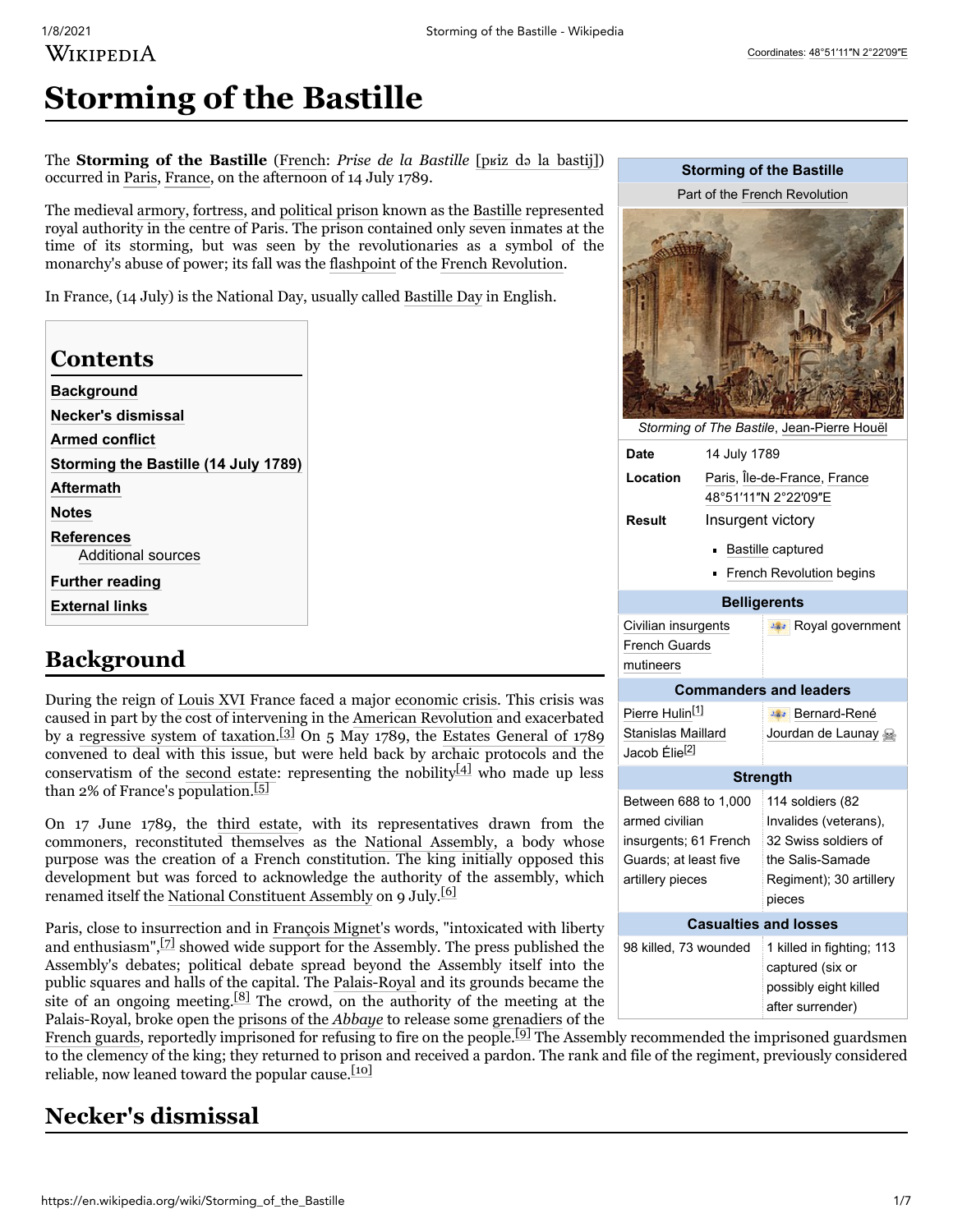# Storming of the Bastille

The **Storming of the Bastille** (French: *Prise de la Bastille* [pʁiz də la bastij]) occurred in Paris, France, on the afternoon of 14 July 1789.

The medieval armory, fortress, and political prison known as the Bastille represented royal authority in the centre of Paris. The prison contained only seven inmates at the time of its storming, but was seen by the revolutionaries as a symbol of the monarchy's abuse of power; its fall was the flashpoint of the French Revolution.

In France, (14 July) is the National Day, usually called Bastille Day in English.

| Storming of the Bastille | |
|---|---|
| Part of the French Revolution | |
| *Storming of The Bastille*, Jean-Pierre Houël | |
| **Date** | 14 July 1789 |
| **Location** | Paris, Île-de-France, France 48°51′11″N 2°22′09″E |
| **Result** | Insurgent victory<br>- Bastille captured<br>- French Revolution begins |
| **Belligerents** | |
| Civilian insurgents<br>French Guards mutineers | Royal government |
| **Commanders and leaders** | |
| Pierre Hulin[1]<br>Stanislas Maillard<br>Jacob Élie[2] | Bernard-René Jourdan de Launay |
| **Strength** | |
| Between 688 to 1,000 armed civilian insurgents; 61 French Guards; at least five artillery pieces | 114 soldiers (82 Invalides (veterans), 32 Swiss soldiers of the Salis-Samade Regiment); 30 artillery pieces |
| **Casualties and losses** | |
| 98 killed, 73 wounded | 1 killed in fighting; 113 captured (six or possibly eight killed after surrender) |

## Contents

- Background
- Necker's dismissal
- Armed conflict
- Storming the Bastille (14 July 1789)
- Aftermath
- Notes
- References
  - Additional sources
- Further reading
- External links

## Background

During the reign of Louis XVI France faced a major economic crisis. This crisis was caused in part by the cost of intervening in the American Revolution and exacerbated by a regressive system of taxation.[3] On 5 May 1789, the Estates General of 1789 convened to deal with this issue, but were held back by archaic protocols and the conservatism of the second estate: representing the nobility[4] who made up less than 2% of France's population.[5]

On 17 June 1789, the third estate, with its representatives drawn from the commoners, reconstituted themselves as the National Assembly, a body whose purpose was the creation of a French constitution. The king initially opposed this development but was forced to acknowledge the authority of the assembly, which renamed itself the National Constituent Assembly on 9 July.[6]

Paris, close to insurrection and in François Mignet's words, "intoxicated with liberty and enthusiasm",[7] showed wide support for the Assembly. The press published the Assembly's debates; political debate spread beyond the Assembly itself into the public squares and halls of the capital. The Palais-Royal and its grounds became the site of an ongoing meeting.[8] The crowd, on the authority of the meeting at the Palais-Royal, broke open the prisons of the *Abbaye* to release some grenadiers of the French guards, reportedly imprisoned for refusing to fire on the people.[9] The Assembly recommended the imprisoned guardsmen to the clemency of the king; they returned to prison and received a pardon. The rank and file of the regiment, previously considered reliable, now leaned toward the popular cause.[10]

## Necker's dismissal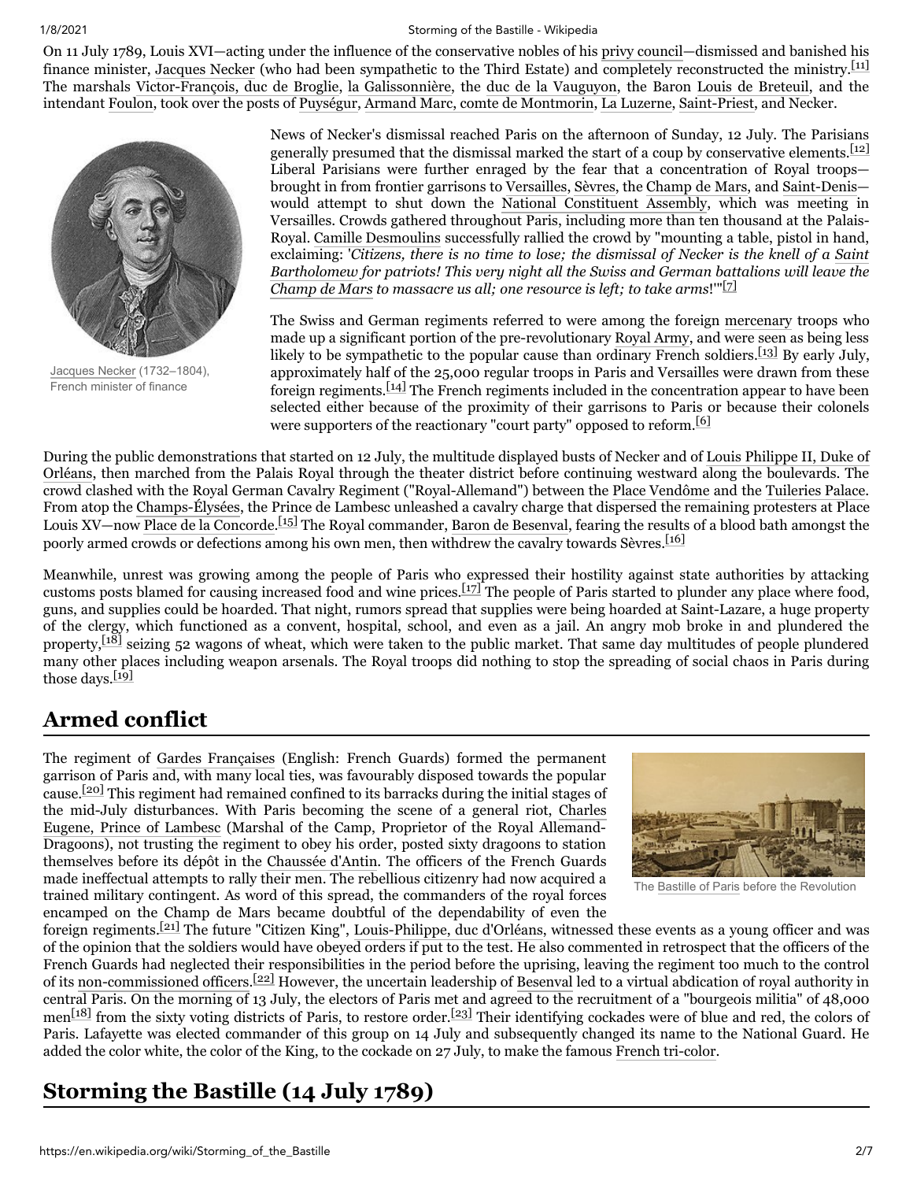On 11 July 1789, Louis XVI—acting under the influence of the conservative nobles of his privy council—dismissed and banished his finance minister, Jacques Necker (who had been sympathetic to the Third Estate) and completely reconstructed the ministry.[11] The marshals Victor-François, duc de Broglie, la Galissonnière, the duc de la Vauguyon, the Baron Louis de Breteuil, and the intendant Foulon, took over the posts of Puységur, Armand Marc, comte de Montmorin, La Luzerne, Saint-Priest, and Necker.

Jacques Necker (1732–1804), French minister of finance

News of Necker's dismissal reached Paris on the afternoon of Sunday, 12 July. The Parisians generally presumed that the dismissal marked the start of a coup by conservative elements.[12] Liberal Parisians were further enraged by the fear that a concentration of Royal troops—brought in from frontier garrisons to Versailles, Sèvres, the Champ de Mars, and Saint-Denis—would attempt to shut down the National Constituent Assembly, which was meeting in Versailles. Crowds gathered throughout Paris, including more than ten thousand at the Palais-Royal. Camille Desmoulins successfully rallied the crowd by "mounting a table, pistol in hand, exclaiming: '*Citizens, there is no time to lose; the dismissal of Necker is the knell of a Saint Bartholomew for patriots! This very night all the Swiss and German battalions will leave the Champ de Mars to massacre us all; one resource is left; to take arms*!'"[7]

The Swiss and German regiments referred to were among the foreign mercenary troops who made up a significant portion of the pre-revolutionary Royal Army, and were seen as being less likely to be sympathetic to the popular cause than ordinary French soldiers.[13] By early July, approximately half of the 25,000 regular troops in Paris and Versailles were drawn from these foreign regiments.[14] The French regiments included in the concentration appear to have been selected either because of the proximity of their garrisons to Paris or because their colonels were supporters of the reactionary "court party" opposed to reform.[6]

During the public demonstrations that started on 12 July, the multitude displayed busts of Necker and of Louis Philippe II, Duke of Orléans, then marched from the Palais Royal through the theater district before continuing westward along the boulevards. The crowd clashed with the Royal German Cavalry Regiment ("Royal-Allemand") between the Place Vendôme and the Tuileries Palace. From atop the Champs-Élysées, the Prince de Lambesc unleashed a cavalry charge that dispersed the remaining protesters at Place Louis XV—now Place de la Concorde.[15] The Royal commander, Baron de Besenval, fearing the results of a blood bath amongst the poorly armed crowds or defections among his own men, then withdrew the cavalry towards Sèvres.[16]

Meanwhile, unrest was growing among the people of Paris who expressed their hostility against state authorities by attacking customs posts blamed for causing increased food and wine prices.[17] The people of Paris started to plunder any place where food, guns, and supplies could be hoarded. That night, rumors spread that supplies were being hoarded at Saint-Lazare, a huge property of the clergy, which functioned as a convent, hospital, school, and even as a jail. An angry mob broke in and plundered the property,[18] seizing 52 wagons of wheat, which were taken to the public market. That same day multitudes of people plundered many other places including weapon arsenals. The Royal troops did nothing to stop the spreading of social chaos in Paris during those days.[19]

## Armed conflict

The regiment of Gardes Françaises (English: French Guards) formed the permanent garrison of Paris and, with many local ties, was favourably disposed towards the popular cause.[20] This regiment had remained confined to its barracks during the initial stages of the mid-July disturbances. With Paris becoming the scene of a general riot, Charles Eugene, Prince of Lambesc (Marshal of the Camp, Proprietor of the Royal Allemand-Dragoons), not trusting the regiment to obey his order, posted sixty dragoons to station themselves before its dépôt in the Chaussée d'Antin. The officers of the French Guards made ineffectual attempts to rally their men. The rebellious citizenry had now acquired a trained military contingent. As word of this spread, the commanders of the royal forces encamped on the Champ de Mars became doubtful of the dependability of even the foreign regiments.[21] The future "Citizen King", Louis-Philippe, duc d'Orléans, witnessed these events as a young officer and was of the opinion that the soldiers would have obeyed orders if put to the test. He also commented in retrospect that the officers of the French Guards had neglected their responsibilities in the period before the uprising, leaving the regiment too much to the control of its non-commissioned officers.[22] However, the uncertain leadership of Besenval led to a virtual abdication of royal authority in central Paris. On the morning of 13 July, the electors of Paris met and agreed to the recruitment of a "bourgeois militia" of 48,000 men[18] from the sixty voting districts of Paris, to restore order.[23] Their identifying cockades were of blue and red, the colors of Paris. Lafayette was elected commander of this group on 14 July and subsequently changed its name to the National Guard. He added the color white, the color of the King, to the cockade on 27 July, to make the famous French tri-color.

The Bastille of Paris before the Revolution

## Storming the Bastille (14 July 1789)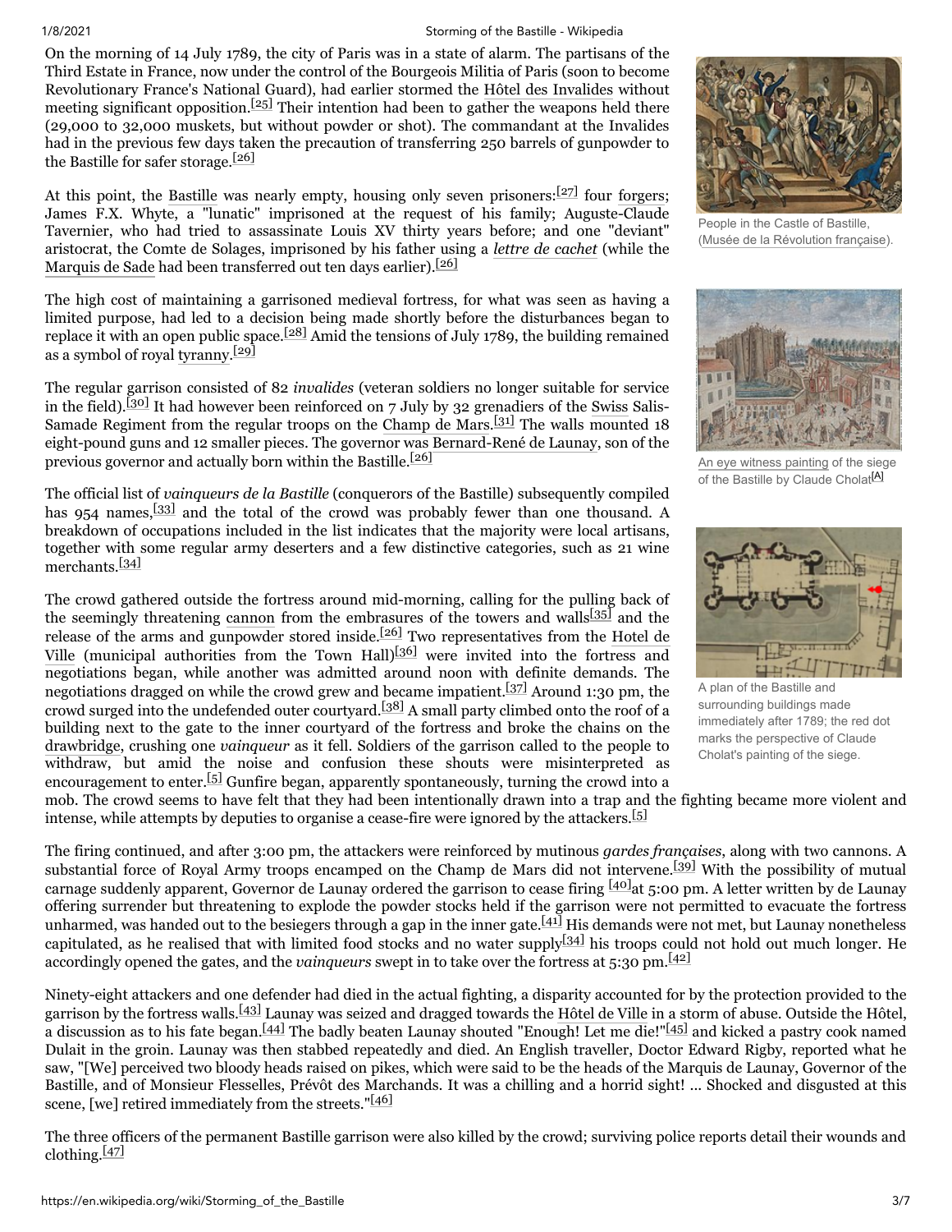On the morning of 14 July 1789, the city of Paris was in a state of alarm. The partisans of the Third Estate in France, now under the control of the Bourgeois Militia of Paris (soon to become Revolutionary France's National Guard), had earlier stormed the Hôtel des Invalides without meeting significant opposition.[25] Their intention had been to gather the weapons held there (29,000 to 32,000 muskets, but without powder or shot). The commandant at the Invalides had in the previous few days taken the precaution of transferring 250 barrels of gunpowder to the Bastille for safer storage.[26]

At this point, the Bastille was nearly empty, housing only seven prisoners:[27] four forgers; James F.X. Whyte, a "lunatic" imprisoned at the request of his family; Auguste-Claude Tavernier, who had tried to assassinate Louis XV thirty years before; and one "deviant" aristocrat, the Comte de Solages, imprisoned by his father using a *lettre de cachet* (while the Marquis de Sade had been transferred out ten days earlier).[26]

The high cost of maintaining a garrisoned medieval fortress, for what was seen as having a limited purpose, had led to a decision being made shortly before the disturbances began to replace it with an open public space.[28] Amid the tensions of July 1789, the building remained as a symbol of royal tyranny.[29]

The regular garrison consisted of 82 *invalides* (veteran soldiers no longer suitable for service in the field).[30] It had however been reinforced on 7 July by 32 grenadiers of the Swiss Salis-Samade Regiment from the regular troops on the Champ de Mars.[31] The walls mounted 18 eight-pound guns and 12 smaller pieces. The governor was Bernard-René de Launay, son of the previous governor and actually born within the Bastille.[26]

The official list of *vainqueurs de la Bastille* (conquerors of the Bastille) subsequently compiled has 954 names,[33] and the total of the crowd was probably fewer than one thousand. A breakdown of occupations included in the list indicates that the majority were local artisans, together with some regular army deserters and a few distinctive categories, such as 21 wine merchants.[34]

The crowd gathered outside the fortress around mid-morning, calling for the pulling back of the seemingly threatening cannon from the embrasures of the towers and walls[35] and the release of the arms and gunpowder stored inside.[26] Two representatives from the Hotel de Ville (municipal authorities from the Town Hall)[36] were invited into the fortress and negotiations began, while another was admitted around noon with definite demands. The negotiations dragged on while the crowd grew and became impatient.[37] Around 1:30 pm, the crowd surged into the undefended outer courtyard.[38] A small party climbed onto the roof of a building next to the gate to the inner courtyard of the fortress and broke the chains on the drawbridge, crushing one *vainqueur* as it fell. Soldiers of the garrison called to the people to withdraw, but amid the noise and confusion these shouts were misinterpreted as encouragement to enter.[5] Gunfire began, apparently spontaneously, turning the crowd into a mob. The crowd seems to have felt that they had been intentionally drawn into a trap and the fighting became more violent and intense, while attempts by deputies to organise a cease-fire were ignored by the attackers.[5]

People in the Castle of Bastille, (Musée de la Révolution française).

An eye witness painting of the siege of the Bastille by Claude Cholat[A]

A plan of the Bastille and surrounding buildings made immediately after 1789; the red dot marks the perspective of Claude Cholat's painting of the siege.

The firing continued, and after 3:00 pm, the attackers were reinforced by mutinous *gardes françaises*, along with two cannons. A substantial force of Royal Army troops encamped on the Champ de Mars did not intervene.[39] With the possibility of mutual carnage suddenly apparent, Governor de Launay ordered the garrison to cease firing [40]at 5:00 pm. A letter written by de Launay offering surrender but threatening to explode the powder stocks held if the garrison were not permitted to evacuate the fortress unharmed, was handed out to the besiegers through a gap in the inner gate.[41] His demands were not met, but Launay nonetheless capitulated, as he realised that with limited food stocks and no water supply[34] his troops could not hold out much longer. He accordingly opened the gates, and the *vainqueurs* swept in to take over the fortress at 5:30 pm.[42]

Ninety-eight attackers and one defender had died in the actual fighting, a disparity accounted for by the protection provided to the garrison by the fortress walls.[43] Launay was seized and dragged towards the Hôtel de Ville in a storm of abuse. Outside the Hôtel, a discussion as to his fate began.[44] The badly beaten Launay shouted "Enough! Let me die!"[45] and kicked a pastry cook named Dulait in the groin. Launay was then stabbed repeatedly and died. An English traveller, Doctor Edward Rigby, reported what he saw, "[We] perceived two bloody heads raised on pikes, which were said to be the heads of the Marquis de Launay, Governor of the Bastille, and of Monsieur Flesselles, Prévôt des Marchands. It was a chilling and a horrid sight! ... Shocked and disgusted at this scene, [we] retired immediately from the streets."[46]

The three officers of the permanent Bastille garrison were also killed by the crowd; surviving police reports detail their wounds and clothing.[47]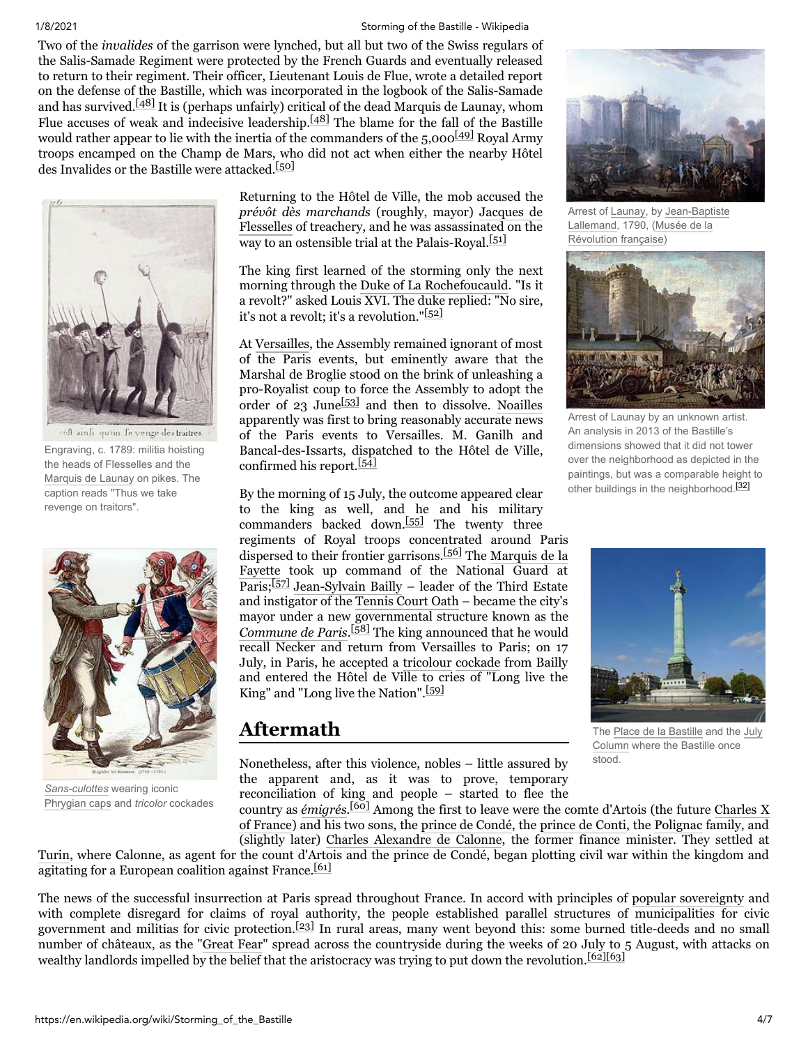Two of the *invalides* of the garrison were lynched, but all but two of the Swiss regulars of the Salis-Samade Regiment were protected by the French Guards and eventually released to return to their regiment. Their officer, Lieutenant Louis de Flue, wrote a detailed report on the defense of the Bastille, which was incorporated in the logbook of the Salis-Samade and has survived.[48] It is (perhaps unfairly) critical of the dead Marquis de Launay, whom Flue accuses of weak and indecisive leadership.[48] The blame for the fall of the Bastille would rather appear to lie with the inertia of the commanders of the 5,000[49] Royal Army troops encamped on the Champ de Mars, who did not act when either the nearby Hôtel des Invalides or the Bastille were attacked.[50]

Returning to the Hôtel de Ville, the mob accused the *prévôt dès marchands* (roughly, mayor) Jacques de Flesselles of treachery, and he was assassinated on the way to an ostensible trial at the Palais-Royal.[51]

The king first learned of the storming only the next morning through the Duke of La Rochefoucauld. "Is it a revolt?" asked Louis XVI. The duke replied: "No sire, it's not a revolt; it's a revolution."[52]

At Versailles, the Assembly remained ignorant of most of the Paris events, but eminently aware that the Marshal de Broglie stood on the brink of unleashing a pro-Royalist coup to force the Assembly to adopt the order of 23 June[53] and then to dissolve. Noailles apparently was first to bring reasonably accurate news of the Paris events to Versailles. M. Ganilh and Bancal-des-Issarts, dispatched to the Hôtel de Ville, confirmed his report.[54]

By the morning of 15 July, the outcome appeared clear to the king as well, and he and his military commanders backed down.[55] The twenty three regiments of Royal troops concentrated around Paris dispersed to their frontier garrisons.[56] The Marquis de la Fayette took up command of the National Guard at Paris;[57] Jean-Sylvain Bailly – leader of the Third Estate and instigator of the Tennis Court Oath – became the city's mayor under a new governmental structure known as the *Commune de Paris*.[58] The king announced that he would recall Necker and return from Versailles to Paris; on 17 July, in Paris, he accepted a tricolour cockade from Bailly and entered the Hôtel de Ville to cries of "Long live the King" and "Long live the Nation".[59]

Arrest of Launay, by Jean-Baptiste Lallemand, 1790, (Musée de la Révolution française)

Arrest of Launay by an unknown artist. An analysis in 2013 of the Bastille's dimensions showed that it did not tower over the neighborhood as depicted in the paintings, but was a comparable height to other buildings in the neighborhood.[32]

Engraving, c. 1789: militia hoisting the heads of Flesselles and the Marquis de Launay on pikes. The caption reads "Thus we take revenge on traitors".

*Sans-culottes* wearing iconic Phrygian caps and *tricolor* cockades

The Place de la Bastille and the July Column where the Bastille once stood.

## Aftermath

Nonetheless, after this violence, nobles – little assured by the apparent and, as it was to prove, temporary reconciliation of king and people – started to flee the country as *émigrés*.[60] Among the first to leave were the comte d'Artois (the future Charles X of France) and his two sons, the prince de Condé, the prince de Conti, the Polignac family, and (slightly later) Charles Alexandre de Calonne, the former finance minister. They settled at Turin, where Calonne, as agent for the count d'Artois and the prince de Condé, began plotting civil war within the kingdom and agitating for a European coalition against France.[61]

The news of the successful insurrection at Paris spread throughout France. In accord with principles of popular sovereignty and with complete disregard for claims of royal authority, the people established parallel structures of municipalities for civic government and militias for civic protection.[23] In rural areas, many went beyond this: some burned title-deeds and no small number of châteaux, as the "Great Fear" spread across the countryside during the weeks of 20 July to 5 August, with attacks on wealthy landlords impelled by the belief that the aristocracy was trying to put down the revolution.[62][63]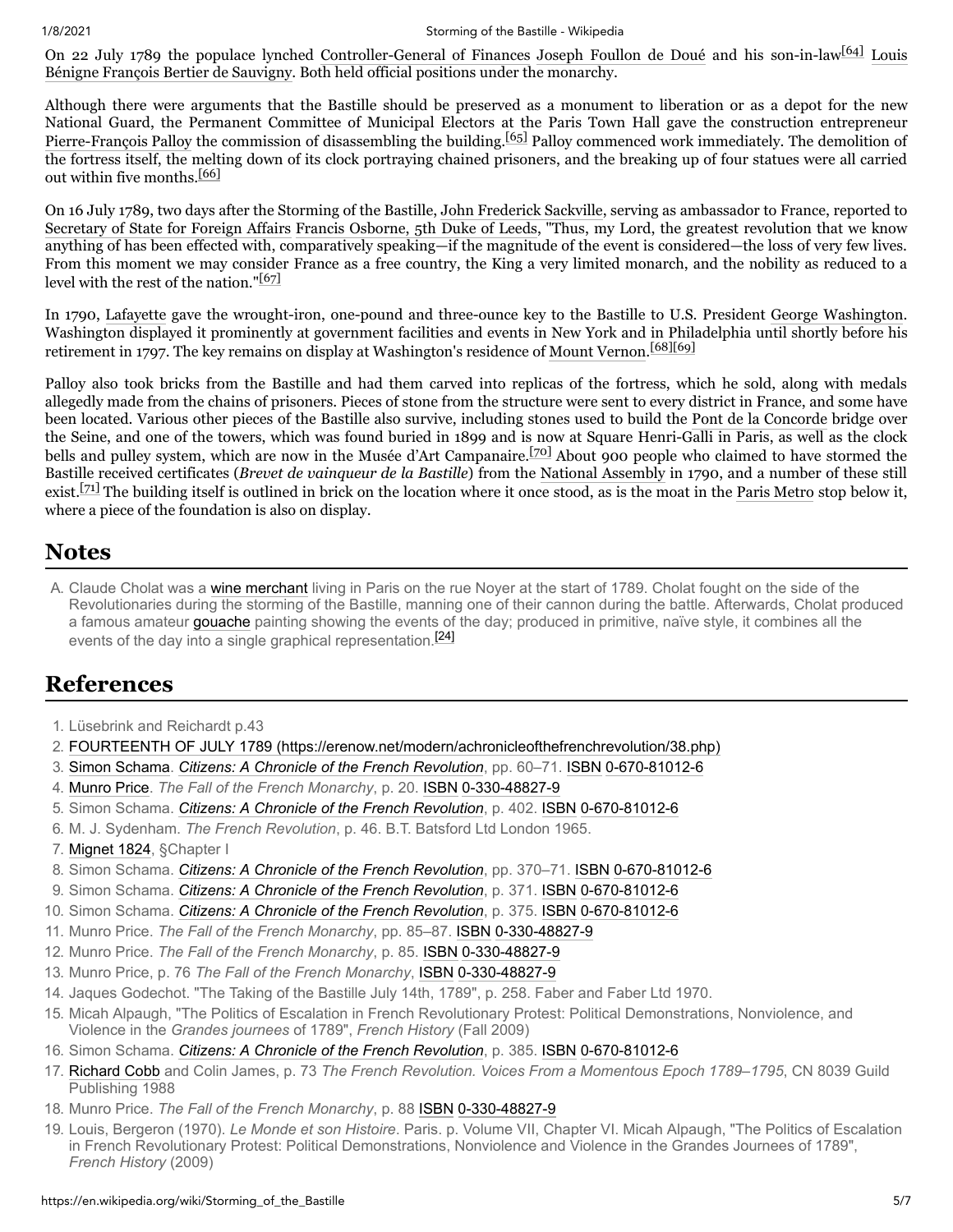On 22 July 1789 the populace lynched Controller-General of Finances Joseph Foullon de Doué and his son-in-law[64] Louis Bénigne François Bertier de Sauvigny. Both held official positions under the monarchy.

Although there were arguments that the Bastille should be preserved as a monument to liberation or as a depot for the new National Guard, the Permanent Committee of Municipal Electors at the Paris Town Hall gave the construction entrepreneur Pierre-François Palloy the commission of disassembling the building.[65] Palloy commenced work immediately. The demolition of the fortress itself, the melting down of its clock portraying chained prisoners, and the breaking up of four statues were all carried out within five months.[66]

On 16 July 1789, two days after the Storming of the Bastille, John Frederick Sackville, serving as ambassador to France, reported to Secretary of State for Foreign Affairs Francis Osborne, 5th Duke of Leeds, "Thus, my Lord, the greatest revolution that we know anything of has been effected with, comparatively speaking—if the magnitude of the event is considered—the loss of very few lives. From this moment we may consider France as a free country, the King a very limited monarch, and the nobility as reduced to a level with the rest of the nation."[67]

In 1790, Lafayette gave the wrought-iron, one-pound and three-ounce key to the Bastille to U.S. President George Washington. Washington displayed it prominently at government facilities and events in New York and in Philadelphia until shortly before his retirement in 1797. The key remains on display at Washington's residence of Mount Vernon.[68][69]

Palloy also took bricks from the Bastille and had them carved into replicas of the fortress, which he sold, along with medals allegedly made from the chains of prisoners. Pieces of stone from the structure were sent to every district in France, and some have been located. Various other pieces of the Bastille also survive, including stones used to build the Pont de la Concorde bridge over the Seine, and one of the towers, which was found buried in 1899 and is now at Square Henri-Galli in Paris, as well as the clock bells and pulley system, which are now in the Musée d'Art Campanaire.[70] About 900 people who claimed to have stormed the Bastille received certificates (*Brevet de vainqueur de la Bastille*) from the National Assembly in 1790, and a number of these still exist.[71] The building itself is outlined in brick on the location where it once stood, as is the moat in the Paris Metro stop below it, where a piece of the foundation is also on display.

## Notes

A. Claude Cholat was a wine merchant living in Paris on the rue Noyer at the start of 1789. Cholat fought on the side of the Revolutionaries during the storming of the Bastille, manning one of their cannon during the battle. Afterwards, Cholat produced a famous amateur gouache painting showing the events of the day; produced in primitive, naïve style, it combines all the events of the day into a single graphical representation.[24]

## References

1. Lüsebrink and Reichardt p.43
2. FOURTEENTH OF JULY 1789 (https://erenow.net/modern/achronicleofthefrenchrevolution/38.php)
3. Simon Schama. *Citizens: A Chronicle of the French Revolution*, pp. 60–71. ISBN 0-670-81012-6
4. Munro Price. *The Fall of the French Monarchy*, p. 20. ISBN 0-330-48827-9
5. Simon Schama. *Citizens: A Chronicle of the French Revolution*, p. 402. ISBN 0-670-81012-6
6. M. J. Sydenham. *The French Revolution*, p. 46. B.T. Batsford Ltd London 1965.
7. Mignet 1824, §Chapter I
8. Simon Schama. *Citizens: A Chronicle of the French Revolution*, pp. 370–71. ISBN 0-670-81012-6
9. Simon Schama. *Citizens: A Chronicle of the French Revolution*, p. 371. ISBN 0-670-81012-6
10. Simon Schama. *Citizens: A Chronicle of the French Revolution*, p. 375. ISBN 0-670-81012-6
11. Munro Price. *The Fall of the French Monarchy*, pp. 85–87. ISBN 0-330-48827-9
12. Munro Price. *The Fall of the French Monarchy*, p. 85. ISBN 0-330-48827-9
13. Munro Price, p. 76 *The Fall of the French Monarchy*, ISBN 0-330-48827-9
14. Jaques Godechot. "The Taking of the Bastille July 14th, 1789", p. 258. Faber and Faber Ltd 1970.
15. Micah Alpaugh, "The Politics of Escalation in French Revolutionary Protest: Political Demonstrations, Nonviolence, and Violence in the *Grandes journees* of 1789", *French History* (Fall 2009)
16. Simon Schama. *Citizens: A Chronicle of the French Revolution*, p. 385. ISBN 0-670-81012-6
17. Richard Cobb and Colin James, p. 73 *The French Revolution. Voices From a Momentous Epoch 1789–1795*, CN 8039 Guild Publishing 1988
18. Munro Price. *The Fall of the French Monarchy*, p. 88 ISBN 0-330-48827-9
19. Louis, Bergeron (1970). *Le Monde et son Histoire*. Paris. p. Volume VII, Chapter VI. Micah Alpaugh, "The Politics of Escalation in French Revolutionary Protest: Political Demonstrations, Nonviolence and Violence in the Grandes Journees of 1789", *French History* (2009)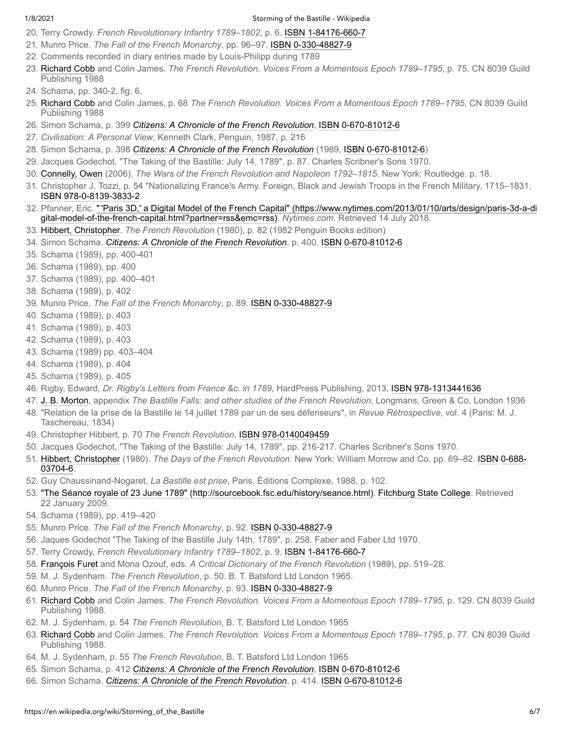20. Terry Crowdy. *French Revolutionary Infantry 1789–1802*, p. 6. ISBN 1-84176-660-7
21. Munro Price. *The Fall of the French Monarchy*, pp. 96–97. ISBN 0-330-48827-9
22. Comments recorded in diary entries made by Louis-Philipp during 1789
23. Richard Cobb and Colin James. *The French Revolution. Voices From a Momentous Epoch 1789–1795*, p. 75. CN 8039 Guild Publishing 1988
24. Schama, pp. 340-2, fig. 6.
25. Richard Cobb and Colin James, p. 68 *The French Revolution. Voices From a Momentous Epoch 1789–1795*, CN 8039 Guild Publishing 1988
26. Simon Schama, p. 399 ***Citizens: A Chronicle of the French Revolution***, ISBN 0-670-81012-6
27. *Civilisation: A Personal View*, Kenneth Clark, Penguin, 1987, p. 216
28. Simon Schama, p. 398 ***Citizens: A Chronicle of the French Revolution*** (1989, ISBN 0-670-81012-6)
29. Jacques Godechot. "The Taking of the Bastille: July 14, 1789", p. 87. Charles Scribner's Sons 1970.
30. Connelly, Owen (2006). *The Wars of the French Revolution and Napoleon 1792–1815*. New York: Routledge. p. 18.
31. Christopher J. Tozzi, p. 54 "Nationalizing France's Army. Foreign, Black and Jewish Troops in the French Military, 1715–1831, ISBN 978-0-8139-3833-2
32. Pfanner, Eric. "'Paris 3D,' a Digital Model of the French Capital" (https://www.nytimes.com/2013/01/10/arts/design/paris-3d-a-digital-model-of-the-french-capital.html?partner=rss&emc=rss). *Nytimes.com*. Retrieved 14 July 2018.
33. Hibbert, Christopher. *The French Revolution* (1980), p. 82 (1982 Penguin Books edition)
34. Simon Schama. ***Citizens: A Chronicle of the French Revolution***, p. 400. ISBN 0-670-81012-6
35. Schama (1989), pp. 400-401
36. Schama (1989), pp. 400
37. Schama (1989), pp. 400–401
38. Schama (1989), p. 402
39. Munro Price, *The Fall of the French Monarchy*, p. 89. ISBN 0-330-48827-9
40. Schama (1989), p. 403
41. Schama (1989), p. 403
42. Schama (1989), p. 403
43. Schama (1989) pp. 403–404
44. Schama (1989), p. 404
45. Schama (1989), p. 405
46. Rigby, Edward, *Dr. Rigby's Letters from France &c. in 1789*, HardPress Publishing, 2013, ISBN 978-1313441636
47. J. B. Morton, appendix *The Bastille Falls: and other studies of the French Revolution*, Longmans, Green & Co, London 1936
48. "Relation de la prise de la Bastille le 14 juillet 1789 par un de ses défenseurs", in *Revue Rétrospective*, vol. 4 (Paris: M. J. Taschereau, 1834)
49. Christopher Hibbert, p. 70 *The French Revolution*, ISBN 978-0140049459
50. Jacques Godechot, "The Taking of the Bastille: July 14, 1789", pp. 216-217. Charles Scribner's Sons 1970.
51. Hibbert, Christopher (1980). *The Days of the French Revolution*. New York: William Morrow and Co. pp. 69–82. ISBN 0-688-03704-6.
52. Guy Chaussinand-Nogaret, *La Bastille est prise*, Paris, Éditions Complexe, 1988, p. 102.
53. "The Séance royale of 23 June 1789" (http://sourcebook.fsc.edu/history/seance.html). Fitchburg State College. Retrieved 22 January 2009.
54. Schama (1989), pp. 419–420
55. Munro Price. *The Fall of the French Monarchy*, p. 92. ISBN 0-330-48827-9
56. Jaques Godechot "The Taking of the Bastille July 14th, 1789", p. 258. Faber and Faber Ltd 1970.
57. Terry Crowdy, *French Revolutionary Infantry 1789–1802*, p. 9. ISBN 1-84176-660-7
58. François Furet and Mona Ozouf, eds. *A Critical Dictionary of the French Revolution* (1989), pp. 519–28.
59. M. J. Sydenham. *The French Revolution*, p. 50. B. T. Batsford Ltd London 1965.
60. Munro Price. *The Fall of the French Monarchy*, p. 93. ISBN 0-330-48827-9
61. Richard Cobb and Colin James. *The French Revolution. Voices From a Momentous Epoch 1789–1795*, p. 129. CN 8039 Guild Publishing 1988.
62. M. J. Sydenham, p. 54 *The French Revolution*, B. T. Batsford Ltd London 1965
63. Richard Cobb and Colin James. *The French Revolution. Voices From a Momentous Epoch 1789–1795*, p. 77. CN 8039 Guild Publishing 1988.
64. M. J. Sydenham, p. 55 *The French Revolution*, B. T. Batsford Ltd London 1965
65. Simon Schama, p. 412 ***Citizens: A Chronicle of the French Revolution***, ISBN 0-670-81012-6
66. Simon Schama. ***Citizens: A Chronicle of the French Revolution***, p. 414. ISBN 0-670-81012-6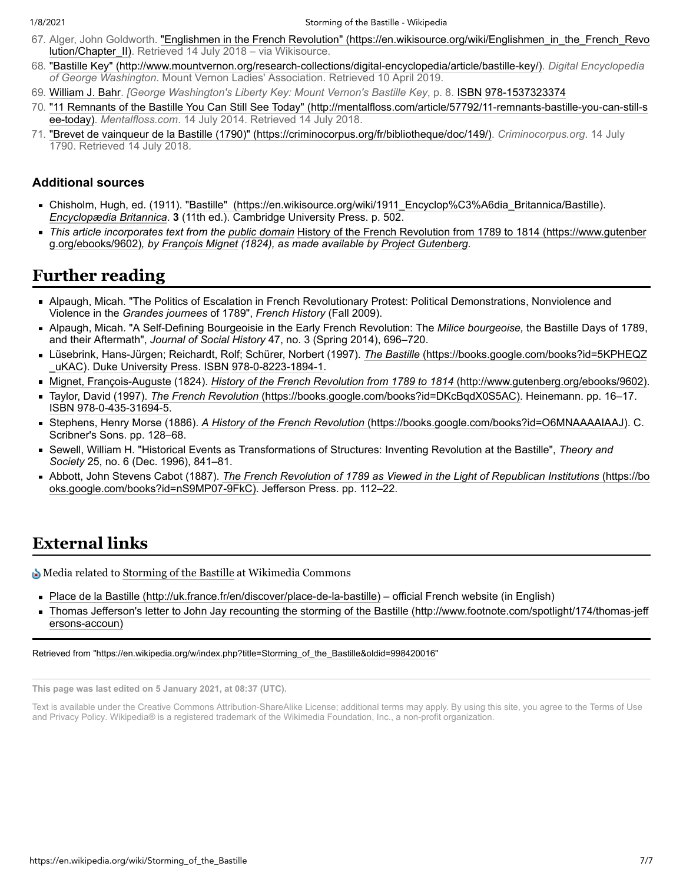67. Alger, John Goldworth. "Englishmen in the French Revolution" (https://en.wikisource.org/wiki/Englishmen_in_the_French_Revolution/Chapter_II). Retrieved 14 July 2018 – via Wikisource.
68. "Bastille Key" (http://www.mountvernon.org/research-collections/digital-encyclopedia/article/bastille-key/). *Digital Encyclopedia of George Washington*. Mount Vernon Ladies' Association. Retrieved 10 April 2019.
69. William J. Bahr. *[George Washington's Liberty Key: Mount Vernon's Bastille Key*, p. 8. ISBN 978-1537323374
70. "11 Remnants of the Bastille You Can Still See Today" (http://mentalfloss.com/article/57792/11-remnants-bastille-you-can-still-see-today). *Mentalfloss.com*. 14 July 2014. Retrieved 14 July 2018.
71. "Brevet de vainqueur de la Bastille (1790)" (https://criminocorpus.org/fr/bibliotheque/doc/149/). *Criminocorpus.org*. 14 July 1790. Retrieved 14 July 2018.

### Additional sources

- Chisholm, Hugh, ed. (1911). "Bastille" (https://en.wikisource.org/wiki/1911_Encyclop%C3%A6dia_Britannica/Bastille). *Encyclopædia Britannica*. **3** (11th ed.). Cambridge University Press. p. 502.
- *This article incorporates text from the public domain* History of the French Revolution from 1789 to 1814 (https://www.gutenberg.org/ebooks/9602)*, by François Mignet (1824), as made available by Project Gutenberg.*

## Further reading

- Alpaugh, Micah. "The Politics of Escalation in French Revolutionary Protest: Political Demonstrations, Nonviolence and Violence in the *Grandes journees* of 1789", *French History* (Fall 2009).
- Alpaugh, Micah. "A Self-Defining Bourgeoisie in the Early French Revolution: The *Milice bourgeoise,* the Bastille Days of 1789, and their Aftermath", *Journal of Social History* 47, no. 3 (Spring 2014), 696–720.
- Lüsebrink, Hans-Jürgen; Reichardt, Rolf; Schürer, Norbert (1997). *The Bastille* (https://books.google.com/books?id=5KPHEQZ_uKAC). Duke University Press. ISBN 978-0-8223-1894-1.
- Mignet, François-Auguste (1824). *History of the French Revolution from 1789 to 1814* (http://www.gutenberg.org/ebooks/9602).
- Taylor, David (1997). *The French Revolution* (https://books.google.com/books?id=DKcBqdX0S5AC). Heinemann. pp. 16–17. ISBN 978-0-435-31694-5.
- Stephens, Henry Morse (1886). *A History of the French Revolution* (https://books.google.com/books?id=O6MNAAAAIAAJ). C. Scribner's Sons. pp. 128–68.
- Sewell, William H. "Historical Events as Transformations of Structures: Inventing Revolution at the Bastille", *Theory and Society* 25, no. 6 (Dec. 1996), 841–81.
- Abbott, John Stevens Cabot (1887). *The French Revolution of 1789 as Viewed in the Light of Republican Institutions* (https://books.google.com/books?id=nS9MP07-9FkC). Jefferson Press. pp. 112–22.

## External links

Media related to Storming of the Bastille at Wikimedia Commons

- Place de la Bastille (http://uk.france.fr/en/discover/place-de-la-bastille) – official French website (in English)
- Thomas Jefferson's letter to John Jay recounting the storming of the Bastille (http://www.footnote.com/spotlight/174/thomas-jeffersons-accoun)

Retrieved from "https://en.wikipedia.org/w/index.php?title=Storming_of_the_Bastille&oldid=998420016"

**This page was last edited on 5 January 2021, at 08:37 (UTC).**

Text is available under the Creative Commons Attribution-ShareAlike License; additional terms may apply. By using this site, you agree to the Terms of Use and Privacy Policy. Wikipedia® is a registered trademark of the Wikimedia Foundation, Inc., a non-profit organization.